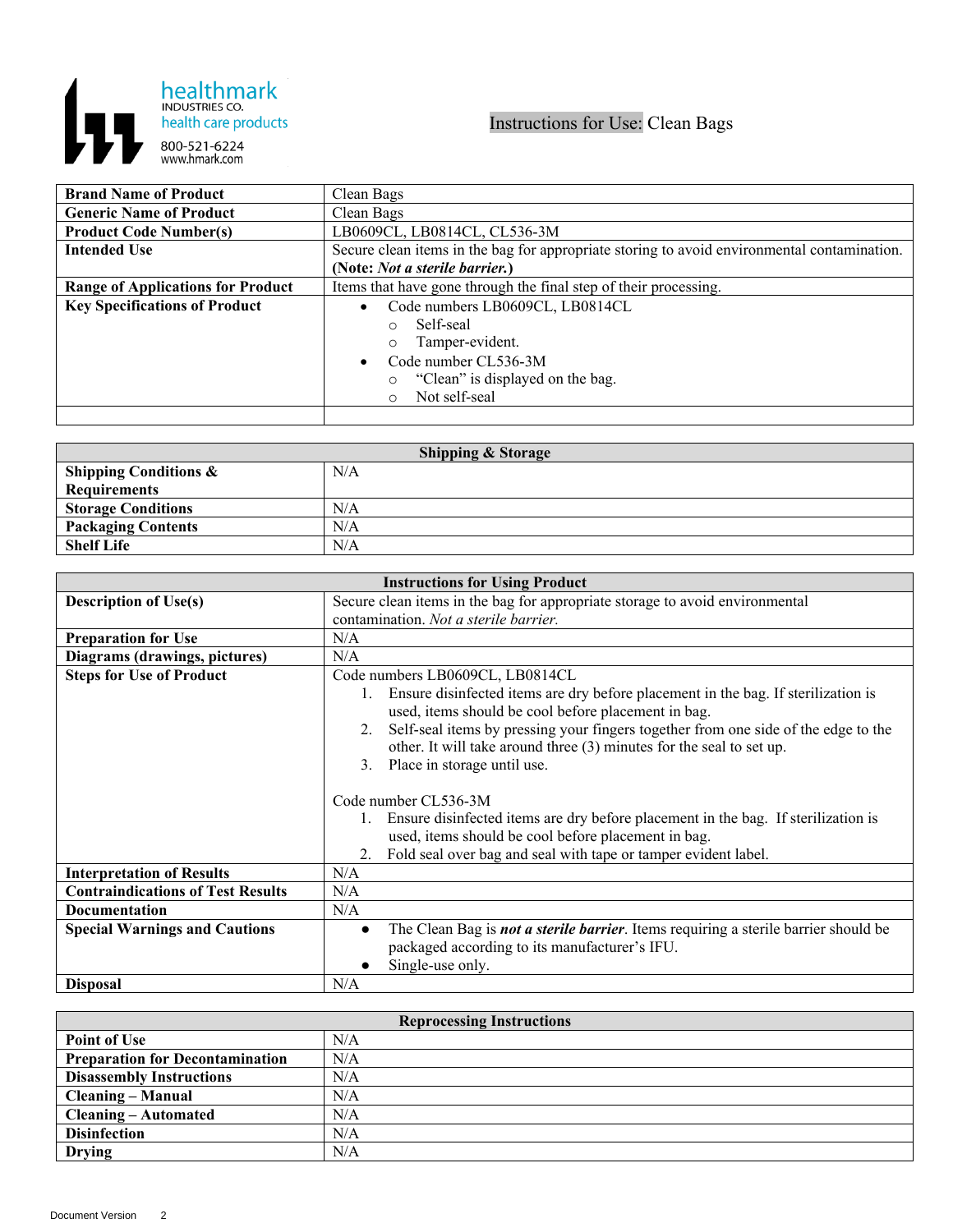healthmark
INDUSTRIES CO.
health care products
800-521-6224
www.hmark.com

# Instructions for Use: Clean Bags

| | |
|---|---|
| **Brand Name of Product** | Clean Bags |
| **Generic Name of Product** | Clean Bags |
| **Product Code Number(s)** | LB0609CL, LB0814CL, CL536-3M |
| **Intended Use** | Secure clean items in the bag for appropriate storing to avoid environmental contamination. **(Note:** ***Not a sterile barrier.*****)** |
| **Range of Applications for Product** | Items that have gone through the final step of their processing. |
| **Key Specifications of Product** | • Code numbers LB0609CL, LB0814CL<br>○ Self-seal<br>○ Tamper-evident.<br>• Code number CL536-3M<br>○ "Clean" is displayed on the bag.<br>○ Not self-seal |
| | |

| **Shipping & Storage** | |
|---|---|
| **Shipping Conditions & Requirements** | N/A |
| **Storage Conditions** | N/A |
| **Packaging Contents** | N/A |
| **Shelf Life** | N/A |

| **Instructions for Using Product** | |
|---|---|
| **Description of Use(s)** | Secure clean items in the bag for appropriate storage to avoid environmental contamination. *Not a sterile barrier.* |
| **Preparation for Use** | N/A |
| **Diagrams (drawings, pictures)** | N/A |
| **Steps for Use of Product** | Code numbers LB0609CL, LB0814CL<br>1. Ensure disinfected items are dry before placement in the bag. If sterilization is used, items should be cool before placement in bag.<br>2. Self-seal items by pressing your fingers together from one side of the edge to the other. It will take around three (3) minutes for the seal to set up.<br>3. Place in storage until use.<br><br>Code number CL536-3M<br>1. Ensure disinfected items are dry before placement in the bag. If sterilization is used, items should be cool before placement in bag.<br>2. Fold seal over bag and seal with tape or tamper evident label. |
| **Interpretation of Results** | N/A |
| **Contraindications of Test Results** | N/A |
| **Documentation** | N/A |
| **Special Warnings and Cautions** | • The Clean Bag is ***not a sterile barrier***. Items requiring a sterile barrier should be packaged according to its manufacturer's IFU.<br>• Single-use only. |
| **Disposal** | N/A |

| **Reprocessing Instructions** | |
|---|---|
| **Point of Use** | N/A |
| **Preparation for Decontamination** | N/A |
| **Disassembly Instructions** | N/A |
| **Cleaning – Manual** | N/A |
| **Cleaning – Automated** | N/A |
| **Disinfection** | N/A |
| **Drying** | N/A |

Document Version 2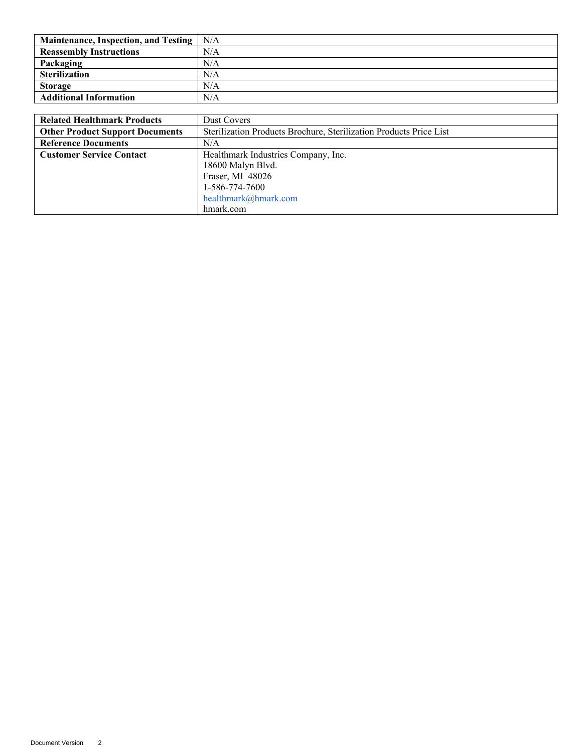| | |
|---|---|
| **Maintenance, Inspection, and Testing** | N/A |
| **Reassembly Instructions** | N/A |
| **Packaging** | N/A |
| **Sterilization** | N/A |
| **Storage** | N/A |
| **Additional Information** | N/A |

| | |
|---|---|
| **Related Healthmark Products** | Dust Covers |
| **Other Product Support Documents** | Sterilization Products Brochure, Sterilization Products Price List |
| **Reference Documents** | N/A |
| **Customer Service Contact** | Healthmark Industries Company, Inc.<br>18600 Malyn Blvd.<br>Fraser, MI 48026<br>1-586-774-7600<br>healthmark@hmark.com<br>hmark.com |

Document Version 2